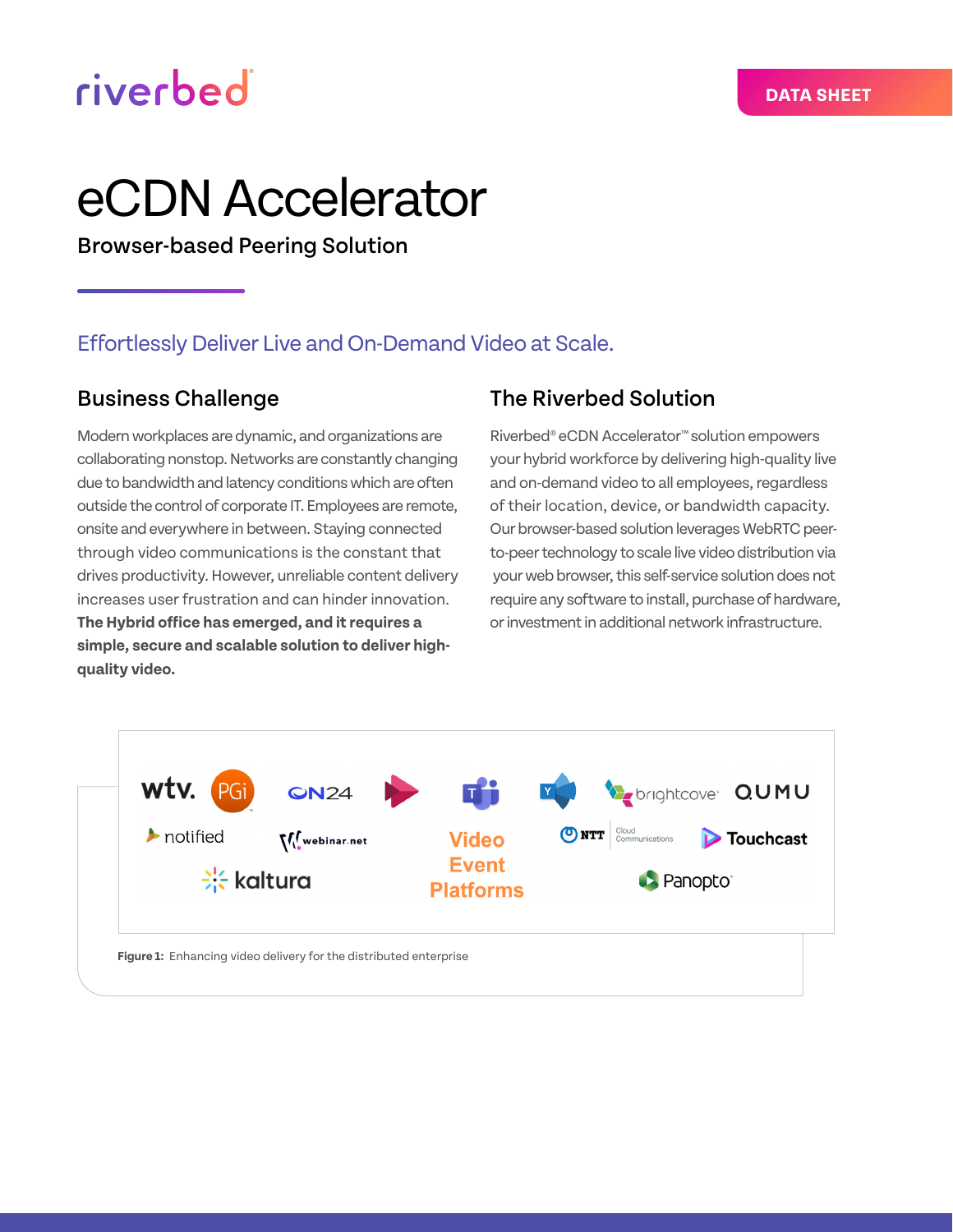DATA SHEET

# eCDN Accelerator

## Browser-based Peering Solution

### Effortlessly Deliver Live and On-Demand Video at Scale.

## Business Challenge

Modern workplaces are dynamic, and organizations are collaborating nonstop. Networks are constantly changing due to bandwidth and latency conditions which are often outside the control of corporate IT. Employees are remote, onsite and everywhere in between. Staying connected through video communications is the constant that drives productivity. However, unreliable content delivery increases user frustration and can hinder innovation. **The Hybrid office has emerged, and it requires a simple, secure and scalable solution to deliver high-quality video.**

## The Riverbed Solution

Riverbed® eCDN Accelerator™ solution empowers your hybrid workforce by delivering high-quality live and on-demand video to all employees, regardless of their location, device, or bandwidth capacity. Our browser-based solution leverages WebRTC peer-to-peer technology to scale live video distribution via your web browser, this self-service solution does not require any software to install, purchase of hardware, or investment in additional network infrastructure.

wtv. PGi ON24 brightcove QUMU notified webinar.net Video Event Platforms NTT Cloud Communications Touchcast kaltura Panopto

**Figure 1:** Enhancing video delivery for the distributed enterprise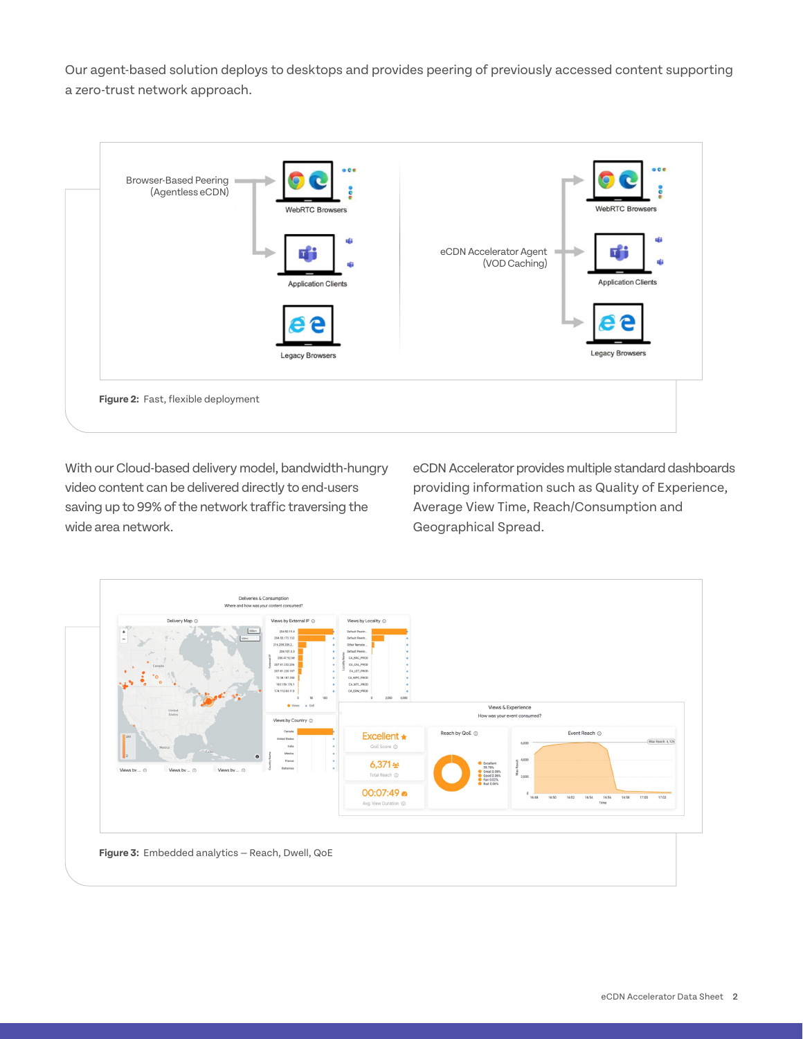Our agent-based solution deploys to desktops and provides peering of previously accessed content supporting a zero-trust network approach.

Figure 2: Fast, flexible deployment

With our Cloud-based delivery model, bandwidth-hungry video content can be delivered directly to end-users saving up to 99% of the network traffic traversing the wide area network.

eCDN Accelerator provides multiple standard dashboards providing information such as Quality of Experience, Average View Time, Reach/Consumption and Geographical Spread.

Figure 3: Embedded analytics – Reach, Dwell, QoE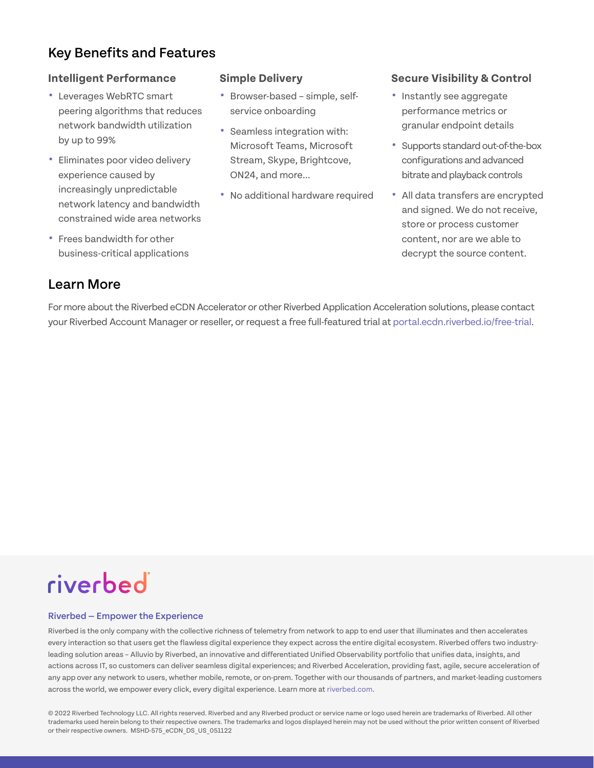## Key Benefits and Features

### Intelligent Performance

- Leverages WebRTC smart peering algorithms that reduces network bandwidth utilization by up to 99%
- Eliminates poor video delivery experience caused by increasingly unpredictable network latency and bandwidth constrained wide area networks
- Frees bandwidth for other business-critical applications

### Simple Delivery

- Browser-based – simple, self-service onboarding
- Seamless integration with: Microsoft Teams, Microsoft Stream, Skype, Brightcove, ON24, and more...
- No additional hardware required

### Secure Visibility & Control

- Instantly see aggregate performance metrics or granular endpoint details
- Supports standard out-of-the-box configurations and advanced bitrate and playback controls
- All data transfers are encrypted and signed. We do not receive, store or process customer content, nor are we able to decrypt the source content.

## Learn More

For more about the Riverbed eCDN Accelerator or other Riverbed Application Acceleration solutions, please contact your Riverbed Account Manager or reseller, or request a free full-featured trial at portal.ecdn.riverbed.io/free-trial.

riverbed

**Riverbed — Empower the Experience**

Riverbed is the only company with the collective richness of telemetry from network to app to end user that illuminates and then accelerates every interaction so that users get the flawless digital experience they expect across the entire digital ecosystem. Riverbed offers two industry-leading solution areas – Alluvio by Riverbed, an innovative and differentiated Unified Observability portfolio that unifies data, insights, and actions across IT, so customers can deliver seamless digital experiences; and Riverbed Acceleration, providing fast, agile, secure acceleration of any app over any network to users, whether mobile, remote, or on-prem. Together with our thousands of partners, and market-leading customers across the world, we empower every click, every digital experience. Learn more at riverbed.com.

© 2022 Riverbed Technology LLC. All rights reserved. Riverbed and any Riverbed product or service name or logo used herein are trademarks of Riverbed. All other trademarks used herein belong to their respective owners. The trademarks and logos displayed herein may not be used without the prior written consent of Riverbed or their respective owners. MSHD-575_eCDN_DS_US_051122